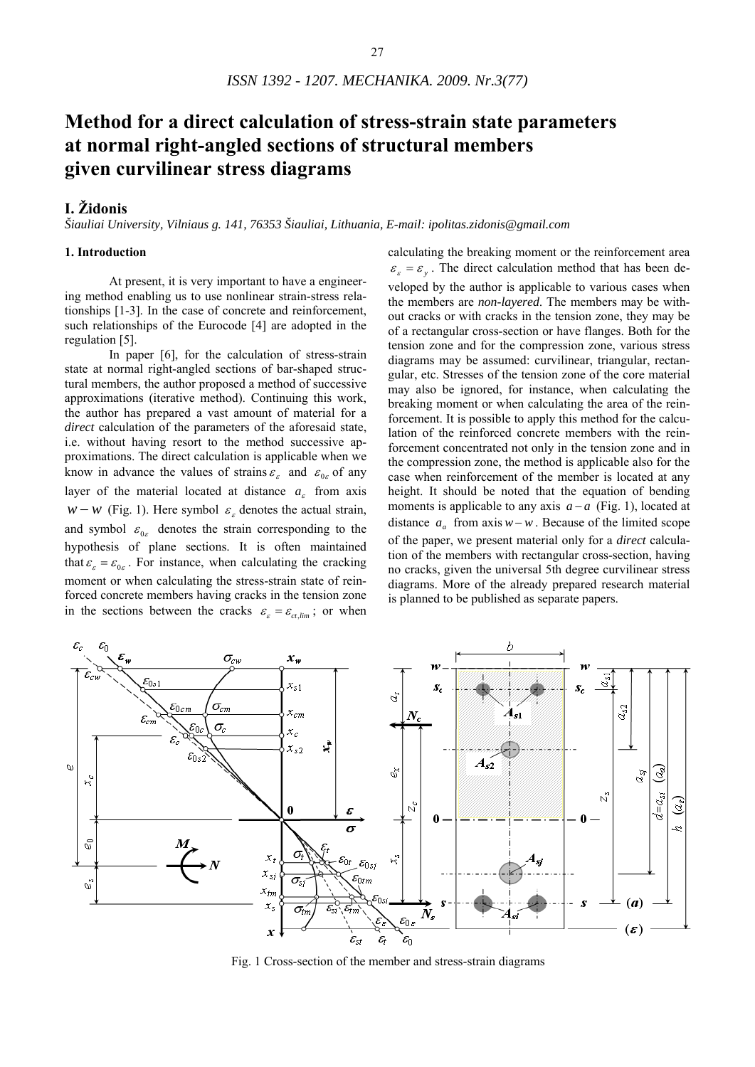# Method for a direct calculation of stress-strain state parameters at normal right-angled sections of structural members given curvilinear stress diagrams

## I. Židonis

*Šiauliai University, Vilniaus g. 141, 76353 Šiauliai, Lithuania, E-mail: ipolitas.zidonis@gmail.com*

### 1. Introduction

At present, it is very important to have a engineering method enabling us to use nonlinear strain-stress relationships [1-3]. In the case of concrete and reinforcement, such relationships of the Eurocode [4] are adopted in the regulation [5].

In paper [6], for the calculation of stress-strain state at normal right-angled sections of bar-shaped structural members, the author proposed a method of successive approximations (iterative method). Continuing this work, the author has prepared a vast amount of material for a *direct* calculation of the parameters of the aforesaid state, i.e. without having resort to the method successive approximations. The direct calculation is applicable when we know in advance the values of strains $\varepsilon_\varepsilon$ and $\varepsilon_{0\varepsilon}$ of any layer of the material located at distance $a_\varepsilon$ from axis $w-w$ (Fig. 1). Here symbol $\varepsilon_\varepsilon$ denotes the actual strain, and symbol $\varepsilon_{0\varepsilon}$ denotes the strain corresponding to the hypothesis of plane sections. It is often maintained that $\varepsilon_\varepsilon = \varepsilon_{0\varepsilon}$. For instance, when calculating the cracking moment or when calculating the stress-strain state of reinforced concrete members having cracks in the tension zone in the sections between the cracks $\varepsilon_\varepsilon = \varepsilon_{ct,lim}$; or when calculating the breaking moment or the reinforcement area $\varepsilon_\varepsilon = \varepsilon_y$. The direct calculation method that has been developed by the author is applicable to various cases when the members are *non-layered*. The members may be without cracks or with cracks in the tension zone, they may be of a rectangular cross-section or have flanges. Both for the tension zone and for the compression zone, various stress diagrams may be assumed: curvilinear, triangular, rectangular, etc. Stresses of the tension zone of the core material may also be ignored, for instance, when calculating the breaking moment or when calculating the area of the reinforcement. It is possible to apply this method for the calculation of the reinforced concrete members with the reinforcement concentrated not only in the tension zone and in the compression zone, the method is applicable also for the case when reinforcement of the member is located at any height. It should be noted that the equation of bending moments is applicable to any axis $a-a$ (Fig. 1), located at distance $a_a$ from axis $w-w$. Because of the limited scope of the paper, we present material only for a *direct* calculation of the members with rectangular cross-section, having no cracks, given the universal 5th degree curvilinear stress diagrams. More of the already prepared research material is planned to be published as separate papers.

Fig. 1 Cross-section of the member and stress-strain diagrams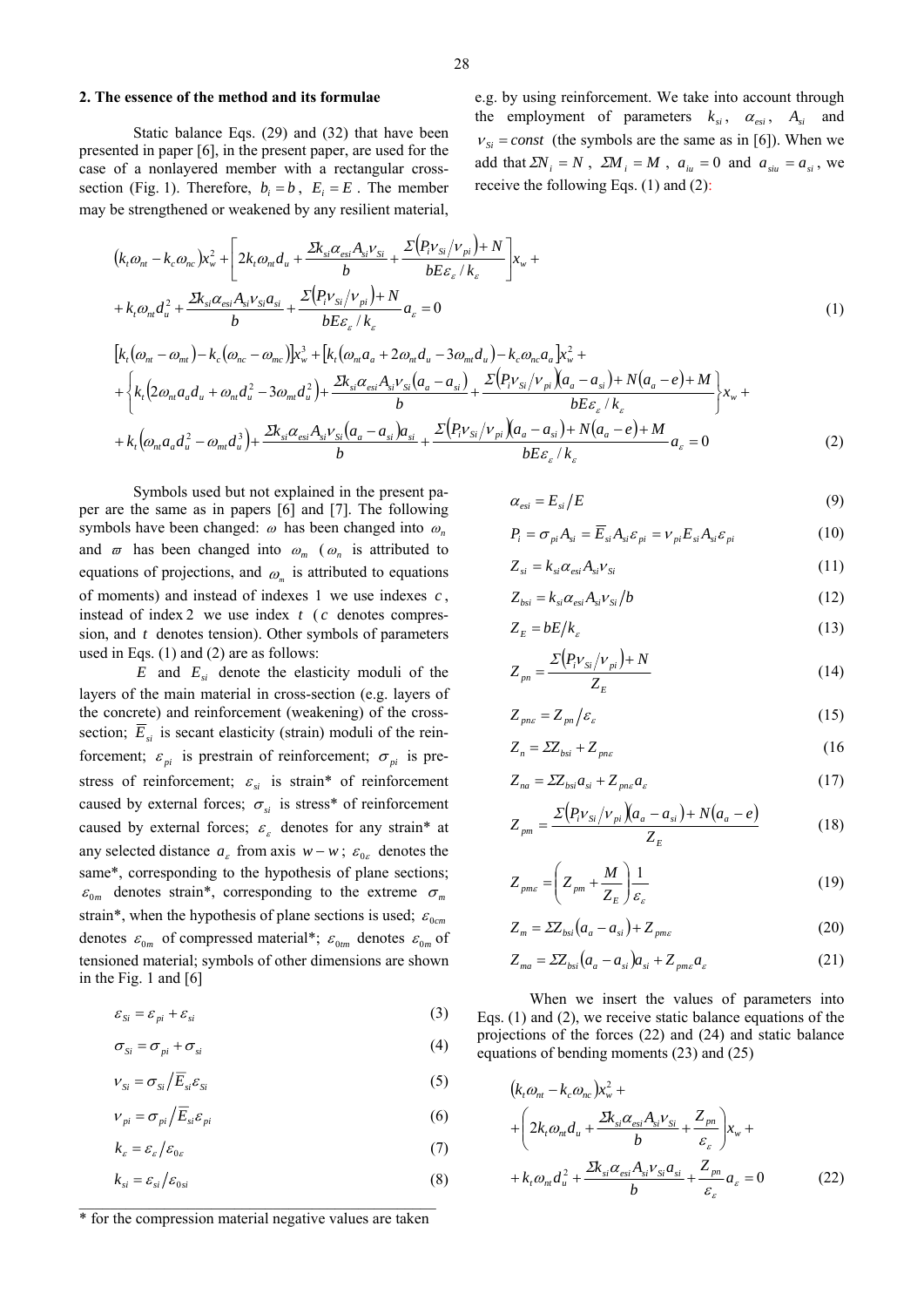## 2. The essence of the method and its formulae

Static balance Eqs. (29) and (32) that have been presented in paper [6], in the present paper, are used for the case of a nonlayered member with a rectangular cross-section (Fig. 1). Therefore, $b_i = b$, $E_i = E$. The member may be strengthened or weakened by any resilient material, e.g. by using reinforcement. We take into account through the employment of parameters $k_{si}$, $\alpha_{esi}$, $A_{si}$ and $\nu_{Si} = const$ (the symbols are the same as in [6]). When we add that $\Sigma N_i = N$, $\Sigma M_i = M$, $a_{iu} = 0$ and $a_{siu} = a_{si}$, we receive the following Eqs. (1) and (2):

$$
\left(k_t\omega_{nt} - k_c\omega_{nc}\right)x_w^2 + \left[2k_t\omega_{nt}d_u + \frac{\Sigma k_{si}\alpha_{esi}A_{si}\nu_{Si}}{b} + \frac{\Sigma\left(P_i\nu_{Si}/\nu_{pi}\right)+N}{bE\varepsilon_\varepsilon/k_\varepsilon}\right]x_w + k_t\omega_{nt}d_u^2 + \frac{\Sigma k_{si}\alpha_{esi}A_{si}\nu_{Si}a_{si}}{b} + \frac{\Sigma\left(P_i\nu_{Si}/\nu_{pi}\right)+N}{bE\varepsilon_\varepsilon/k_\varepsilon}a_\varepsilon = 0 \tag{1}
$$

$$
\begin{aligned}
&\left[k_t\left(\omega_{nt}-\omega_{mt}\right) - k_c\left(\omega_{nc}-\omega_{mc}\right)\right]x_w^3 + \left[k_t\left(\omega_{nt}a_a + 2\omega_{nt}d_u - 3\omega_{mt}d_u\right) - k_c\omega_{nc}a_a\right]x_w^2 + \\
&+\left\{k_t\left(2\omega_{nt}a_a d_u + \omega_{nt}d_u^2 - 3\omega_{mt}d_u^2\right) + \frac{\Sigma k_{si}\alpha_{esi}A_{si}\nu_{Si}\left(a_a - a_{si}\right)}{b} + \frac{\Sigma\left(P_i\nu_{Si}/\nu_{pi}\right)\left(a_a - a_{si}\right) + N\left(a_a - e\right) + M}{bE\varepsilon_\varepsilon/k_\varepsilon}\right\}x_w + \\
&+ k_t\left(\omega_{nt}a_a d_u^2 - \omega_{mt}d_u^3\right) + \frac{\Sigma k_{si}\alpha_{esi}A_{si}\nu_{Si}\left(a_a - a_{si}\right)a_{si}}{b} + \frac{\Sigma\left(P_i\nu_{Si}/\nu_{pi}\right)\left(a_a - a_{si}\right) + N\left(a_a - e\right) + M}{bE\varepsilon_\varepsilon/k_\varepsilon}a_\varepsilon = 0
\end{aligned} \tag{2}
$$

Symbols used but not explained in the present paper are the same as in papers [6] and [7]. The following symbols have been changed: $\omega$ has been changed into $\omega_n$ and $\varpi$ has been changed into $\omega_m$ ($\omega_n$ is attributed to equations of projections, and $\omega_m$ is attributed to equations of moments) and instead of indexes 1 we use indexes $c$, instead of index 2 we use index $t$ ($c$ denotes compression, and $t$ denotes tension). Other symbols of parameters used in Eqs. (1) and (2) are as follows:

$E$ and $E_{si}$ denote the elasticity moduli of the layers of the main material in cross-section (e.g. layers of the concrete) and reinforcement (weakening) of the cross-section; $\overline{E}_{si}$ is secant elasticity (strain) moduli of the reinforcement; $\varepsilon_{pi}$ is prestrain of reinforcement; $\sigma_{pi}$ is prestress of reinforcement; $\varepsilon_{si}$ is strain* of reinforcement caused by external forces; $\sigma_{si}$ is stress* of reinforcement caused by external forces; $\varepsilon_\varepsilon$ denotes for any strain* at any selected distance $a_\varepsilon$ from axis $w-w$; $\varepsilon_{0\varepsilon}$ denotes the same*, corresponding to the hypothesis of plane sections; $\varepsilon_{0m}$ denotes strain*, corresponding to the extreme $\sigma_m$ strain*, when the hypothesis of plane sections is used; $\varepsilon_{0cm}$ denotes $\varepsilon_{0m}$ of compressed material*; $\varepsilon_{0tm}$ denotes $\varepsilon_{0m}$ of tensioned material; symbols of other dimensions are shown in the Fig. 1 and [6]

$$\varepsilon_{Si} = \varepsilon_{pi} + \varepsilon_{si} \tag{3}$$

$$\sigma_{Si} = \sigma_{pi} + \sigma_{si} \tag{4}$$

$$\nu_{Si} = \sigma_{Si}/\overline{E}_{si}\varepsilon_{Si} \tag{5}$$

$$\nu_{pi} = \sigma_{pi}/\overline{E}_{si}\varepsilon_{pi} \tag{6}$$

$$k_\varepsilon = \varepsilon_\varepsilon/\varepsilon_{0\varepsilon} \tag{7}$$

$$k_{si} = \varepsilon_{si}/\varepsilon_{0si} \tag{8}$$

$$\alpha_{esi} = E_{si}/E \tag{9}$$

$$P_i = \sigma_{pi}A_{si} = \overline{E}_{si}A_{si}\varepsilon_{pi} = \nu_{pi}E_{si}A_{si}\varepsilon_{pi} \tag{10}$$

$$Z_{si} = k_{si}\alpha_{esi}A_{si}\nu_{Si} \tag{11}$$

$$Z_{bsi} = k_{si}\alpha_{esi}A_{si}\nu_{Si}/b \tag{12}$$

$$Z_E = bE/k_\varepsilon \tag{13}$$

$$Z_{pn} = \frac{\Sigma\left(P_i\nu_{Si}/\nu_{pi}\right)+N}{Z_E} \tag{14}$$

$$Z_{pn\varepsilon} = Z_{pn}/\varepsilon_\varepsilon \tag{15}$$

$$Z_n = \Sigma Z_{bsi} + Z_{pn\varepsilon} \tag{16}$$

$$Z_{na} = \Sigma Z_{bsi}a_{si} + Z_{pn\varepsilon}a_\varepsilon \tag{17}$$

$$Z_{pm} = \frac{\Sigma\left(P_i\nu_{Si}/\nu_{pi}\right)\left(a_a - a_{si}\right) + N\left(a_a - e\right)}{Z_E} \tag{18}$$

$$Z_{pm\varepsilon} = \left(Z_{pm} + \frac{M}{Z_E}\right)\frac{1}{\varepsilon_\varepsilon} \tag{19}$$

$$Z_m = \Sigma Z_{bsi}\left(a_a - a_{si}\right) + Z_{pm\varepsilon} \tag{20}$$

$$Z_{ma} = \Sigma Z_{bsi}\left(a_a - a_{si}\right)a_{si} + Z_{pm\varepsilon}a_\varepsilon \tag{21}$$

When we insert the values of parameters into Eqs. (1) and (2), we receive static balance equations of the projections of the forces (22) and (24) and static balance equations of bending moments (23) and (25)

$$
\left(k_t\omega_{nt} - k_c\omega_{nc}\right)x_w^2 + \left(2k_t\omega_{nt}d_u + \frac{\Sigma k_{si}\alpha_{esi}A_{si}\nu_{Si}}{b} + \frac{Z_{pn}}{\varepsilon_\varepsilon}\right)x_w + k_t\omega_{nt}d_u^2 + \frac{\Sigma k_{si}\alpha_{esi}A_{si}\nu_{Si}a_{si}}{b} + \frac{Z_{pn}}{\varepsilon_\varepsilon}a_\varepsilon = 0 \tag{22}
$$

\* for the compression material negative values are taken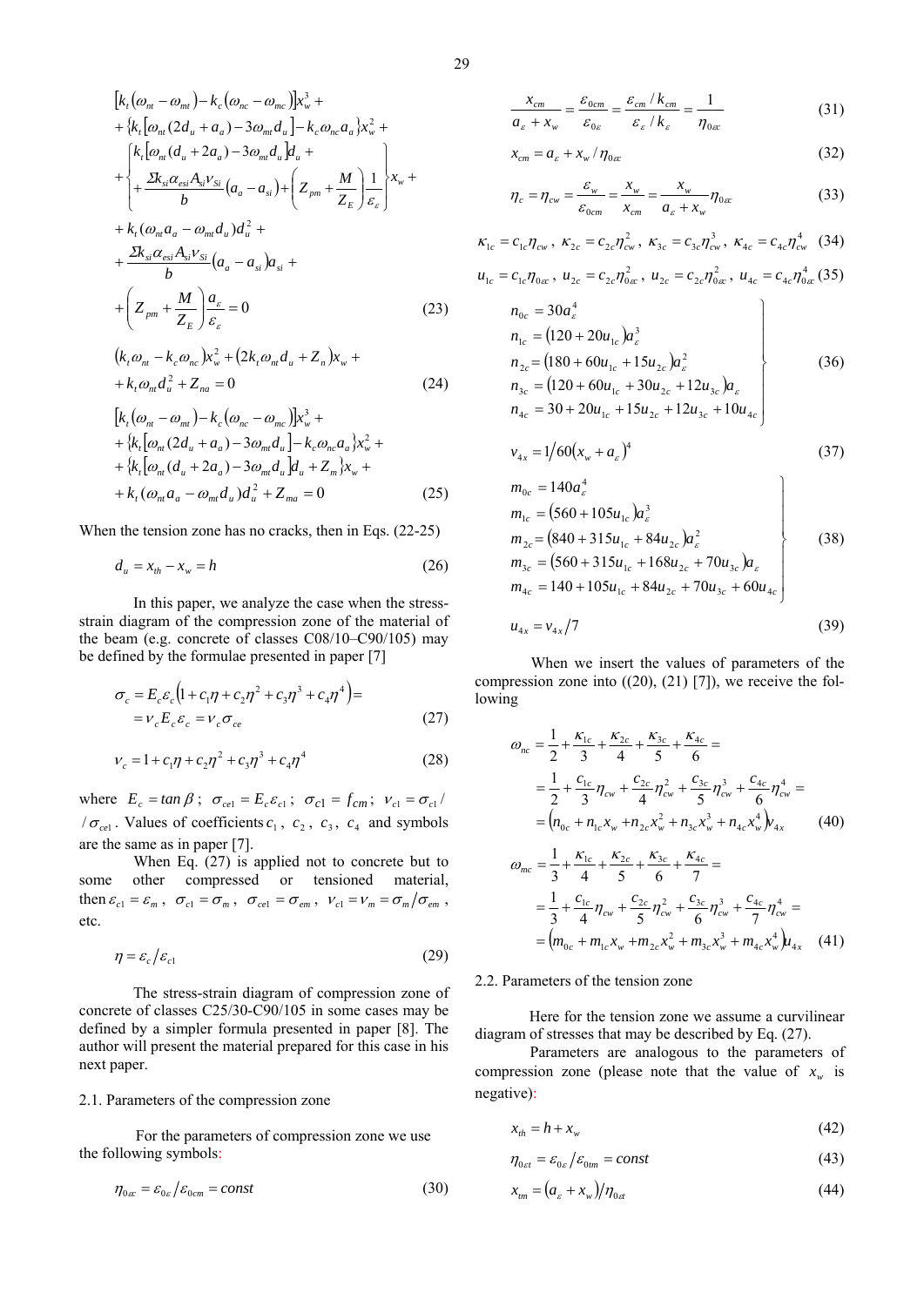$$
\begin{aligned}
&\left[k_t\left(\omega_{nt}-\omega_{mt}\right)-k_c\left(\omega_{nc}-\omega_{mc}\right)\right]x_w^3+\\
&+\left\{k_t\left[\omega_{nt}(2d_u+a_a)-3\omega_{mt}d_u\right]-k_c\omega_{nc}a_a\right\}x_w^2+\\
&+\left\{\begin{array}{l}k_t\left[\omega_{nt}(d_u+2a_a)-3\omega_{mt}d_u\right]d_u+\\ +\dfrac{\Sigma k_{si}\alpha_{esi}A_{si}\nu_{Si}}{b}\left(a_a-a_{si}\right)+\left(Z_{pm}+\dfrac{M}{Z_E}\right)\dfrac{1}{\varepsilon_\varepsilon}\end{array}\right\}x_w+\\
&+k_t(\omega_{nt}a_a-\omega_{mt}d_u)d_u^2+\\
&+\frac{\Sigma k_{si}\alpha_{esi}A_{si}\nu_{Si}}{b}\left(a_a-a_{si}\right)a_{si}+\\
&+\left(Z_{pm}+\frac{M}{Z_E}\right)\frac{a_\varepsilon}{\varepsilon_\varepsilon}=0
\end{aligned}
\tag{23}
$$

$$
\begin{aligned}
&\left(k_t\omega_{nt}-k_c\omega_{nc}\right)x_w^2+\left(2k_t\omega_{nt}d_u+Z_n\right)x_w+\\
&+k_t\omega_{nt}d_u^2+Z_{na}=0
\end{aligned}
\tag{24}
$$

$$
\begin{aligned}
&\left[k_t\left(\omega_{nt}-\omega_{mt}\right)-k_c\left(\omega_{nc}-\omega_{mc}\right)\right]x_w^3+\\
&+\left\{k_t\left[\omega_{nt}(2d_u+a_a)-3\omega_{mt}d_u\right]-k_c\omega_{nc}a_a\right\}x_w^2+\\
&+\left\{k_t\left[\omega_{nt}(d_u+2a_a)-3\omega_{mt}d_u\right]d_u+Z_m\right\}x_w+\\
&+k_t(\omega_{nt}a_a-\omega_{mt}d_u)d_u^2+Z_{ma}=0
\end{aligned}
\tag{25}
$$

When the tension zone has no cracks, then in Eqs. (22-25)

$$
d_u=x_{th}-x_w=h \tag{26}
$$

In this paper, we analyze the case when the stress-strain diagram of the compression zone of the material of the beam (e.g. concrete of classes C08/10–C90/105) may be defined by the formulae presented in paper [7]

$$
\begin{aligned}
\sigma_c&=E_c\varepsilon_c\left(1+c_1\eta+c_2\eta^2+c_3\eta^3+c_4\eta^4\right)=\\
&=\nu_cE_c\varepsilon_c=\nu_c\sigma_{ce}
\end{aligned}
\tag{27}
$$

$$
\nu_c=1+c_1\eta+c_2\eta^2+c_3\eta^3+c_4\eta^4 \tag{28}
$$

where $E_c=\tan\beta$; $\sigma_{ce1}=E_c\varepsilon_{c1}$; $\sigma_{c1}=f_{cm}$; $\nu_{c1}=\sigma_{c1}/\sigma_{ce1}$. Values of coefficients $c_1$, $c_2$, $c_3$, $c_4$ and symbols are the same as in paper [7].

When Eq. (27) is applied not to concrete but to some other compressed or tensioned material, then $\varepsilon_{c1}=\varepsilon_m$, $\sigma_{c1}=\sigma_m$, $\sigma_{ce1}=\sigma_{em}$, $\nu_{c1}=\nu_m=\sigma_m/\sigma_{em}$, etc.

$$
\eta=\varepsilon_c/\varepsilon_{c1} \tag{29}
$$

The stress-strain diagram of compression zone of concrete of classes C25/30-C90/105 in some cases may be defined by a simpler formula presented in paper [8]. The author will present the material prepared for this case in his next paper.

## 2.1. Parameters of the compression zone

For the parameters of compression zone we use the following symbols:

$$
\eta_{0\varepsilon c}=\varepsilon_{0\varepsilon}/\varepsilon_{0cm}=const \tag{30}
$$

$$
\frac{x_{cm}}{a_\varepsilon+x_w}=\frac{\varepsilon_{0cm}}{\varepsilon_{0\varepsilon}}=\frac{\varepsilon_{cm}/k_{cm}}{\varepsilon_\varepsilon/k_\varepsilon}=\frac{1}{\eta_{0\varepsilon c}} \tag{31}
$$

$$
x_{cm}=a_\varepsilon+x_w/\eta_{0\varepsilon c} \tag{32}
$$

$$
\eta_c=\eta_{cw}=\frac{\varepsilon_w}{\varepsilon_{0cm}}=\frac{x_w}{x_{cm}}=\frac{x_w}{a_\varepsilon+x_w}\eta_{0\varepsilon c} \tag{33}
$$

$$
\kappa_{1c}=c_{1c}\eta_{cw},\ \kappa_{2c}=c_{2c}\eta_{cw}^2,\ \kappa_{3c}=c_{3c}\eta_{cw}^3,\ \kappa_{4c}=c_{4c}\eta_{cw}^4 \tag{34}
$$

$$
u_{1c}=c_{1c}\eta_{0\varepsilon c},\ u_{2c}=c_{2c}\eta_{0\varepsilon c}^2,\ u_{2c}=c_{2c}\eta_{0\varepsilon c}^2,\ u_{4c}=c_{4c}\eta_{0\varepsilon c}^4 \tag{35}
$$

$$
\left.\begin{aligned}
n_{0c}&=30a_\varepsilon^4\\
n_{1c}&=\left(120+20u_{1c}\right)a_\varepsilon^3\\
n_{2c}&=\left(180+60u_{1c}+15u_{2c}\right)a_\varepsilon^2\\
n_{3c}&=\left(120+60u_{1c}+30u_{2c}+12u_{3c}\right)a_\varepsilon\\
n_{4c}&=30+20u_{1c}+15u_{2c}+12u_{3c}+10u_{4c}
\end{aligned}\right\}
\tag{36}
$$

$$
\nu_{4x}=1\big/60\left(x_w+a_\varepsilon\right)^4 \tag{37}
$$

$$
\left.\begin{aligned}
m_{0c}&=140a_\varepsilon^4\\
m_{1c}&=\left(560+105u_{1c}\right)a_\varepsilon^3\\
m_{2c}&=\left(840+315u_{1c}+84u_{2c}\right)a_\varepsilon^2\\
m_{3c}&=\left(560+315u_{1c}+168u_{2c}+70u_{3c}\right)a_\varepsilon\\
m_{4c}&=140+105u_{1c}+84u_{2c}+70u_{3c}+60u_{4c}
\end{aligned}\right\}
\tag{38}
$$

$$
u_{4x}=\nu_{4x}/7 \tag{39}
$$

When we insert the values of parameters of the compression zone into ((20), (21) [7]), we receive the following

$$
\begin{aligned}
\omega_{nc}&=\frac{1}{2}+\frac{\kappa_{1c}}{3}+\frac{\kappa_{2c}}{4}+\frac{\kappa_{3c}}{5}+\frac{\kappa_{4c}}{6}=\\
&=\frac{1}{2}+\frac{c_{1c}}{3}\eta_{cw}+\frac{c_{2c}}{4}\eta_{cw}^2+\frac{c_{3c}}{5}\eta_{cw}^3+\frac{c_{4c}}{6}\eta_{cw}^4=\\
&=\left(n_{0c}+n_{1c}x_w+n_{2c}x_w^2+n_{3c}x_w^3+n_{4c}x_w^4\right)\nu_{4x}
\end{aligned}
\tag{40}
$$

$$
\begin{aligned}
\omega_{mc}&=\frac{1}{3}+\frac{\kappa_{1c}}{4}+\frac{\kappa_{2c}}{5}+\frac{\kappa_{3c}}{6}+\frac{\kappa_{4c}}{7}=\\
&=\frac{1}{3}+\frac{c_{1c}}{4}\eta_{cw}+\frac{c_{2c}}{5}\eta_{cw}^2+\frac{c_{3c}}{6}\eta_{cw}^3+\frac{c_{4c}}{7}\eta_{cw}^4=\\
&=\left(m_{0c}+m_{1c}x_w+m_{2c}x_w^2+m_{3c}x_w^3+m_{4c}x_w^4\right)u_{4x}
\end{aligned}
\tag{41}
$$

## 2.2. Parameters of the tension zone

Here for the tension zone we assume a curvilinear diagram of stresses that may be described by Eq. (27).

Parameters are analogous to the parameters of compression zone (please note that the value of $x_w$ is negative):

$$
x_{th}=h+x_w \tag{42}
$$

$$
\eta_{0\varepsilon t}=\varepsilon_{0\varepsilon}/\varepsilon_{0tm}=const \tag{43}
$$

$$
x_{tm}=\left(a_\varepsilon+x_w\right)/\eta_{0\varepsilon t} \tag{44}
$$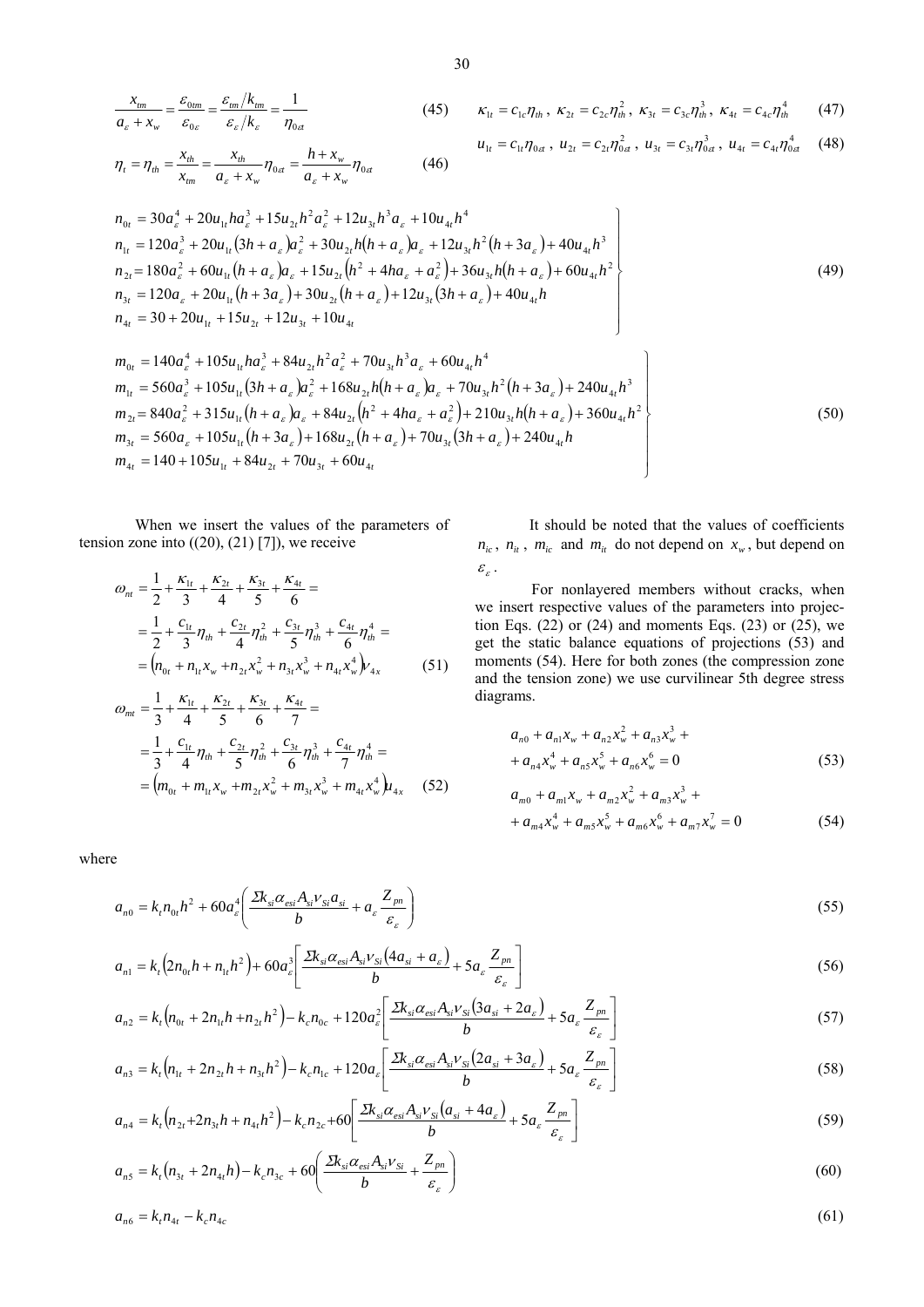$$\frac{x_{tm}}{a_\varepsilon + x_w} = \frac{\varepsilon_{0tm}}{\varepsilon_{0\varepsilon}} = \frac{\varepsilon_{tm}/k_{tm}}{\varepsilon_\varepsilon / k_\varepsilon} = \frac{1}{\eta_{0\varepsilon t}} \quad (45)$$

$$\eta_t = \eta_{th} = \frac{x_{th}}{x_{tm}} = \frac{x_{th}}{a_\varepsilon + x_w}\eta_{0\varepsilon t} = \frac{h + x_w}{a_\varepsilon + x_w}\eta_{0\varepsilon t} \quad (46)$$

$$\kappa_{1t} = c_{1c}\eta_{th}\,,\ \kappa_{2t} = c_{2c}\eta_{th}^2\,,\ \kappa_{3t} = c_{3c}\eta_{th}^3\,,\ \kappa_{4t} = c_{4c}\eta_{th}^4 \quad (47)$$

$$u_{1t} = c_{1t}\eta_{0\varepsilon t}\,,\ u_{2t} = c_{2t}\eta_{0\varepsilon t}^2\,,\ u_{3t} = c_{3t}\eta_{0\varepsilon t}^3\,,\ u_{4t} = c_{4t}\eta_{0\varepsilon t}^4 \quad (48)$$

$$\left.\begin{aligned}
n_{0t} &= 30a_\varepsilon^4 + 20u_{1t}ha_\varepsilon^3 + 15u_{2t}h^2a_\varepsilon^2 + 12u_{3t}h^3a_\varepsilon + 10u_{4t}h^4 \\
n_{1t} &= 120a_\varepsilon^3 + 20u_{1t}\left(3h + a_\varepsilon\right)a_\varepsilon^2 + 30u_{2t}h\left(h + a_\varepsilon\right)a_\varepsilon + 12u_{3t}h^2\left(h + 3a_\varepsilon\right) + 40u_{4t}h^3 \\
n_{2t} &= 180a_\varepsilon^2 + 60u_{1t}\left(h + a_\varepsilon\right)a_\varepsilon + 15u_{2t}\left(h^2 + 4ha_\varepsilon + a_\varepsilon^2\right) + 36u_{3t}h\left(h + a_\varepsilon\right) + 60u_{4t}h^2 \\
n_{3t} &= 120a_\varepsilon + 20u_{1t}\left(h + 3a_\varepsilon\right) + 30u_{2t}\left(h + a_\varepsilon\right) + 12u_{3t}\left(3h + a_\varepsilon\right) + 40u_{4t}h \\
n_{4t} &= 30 + 20u_{1t} + 15u_{2t} + 12u_{3t} + 10u_{4t}
\end{aligned}\right\} \quad (49)$$

$$\left.\begin{aligned}
m_{0t} &= 140a_\varepsilon^4 + 105u_{1t}ha_\varepsilon^3 + 84u_{2t}h^2a_\varepsilon^2 + 70u_{3t}h^3a_\varepsilon + 60u_{4t}h^4 \\
m_{1t} &= 560a_\varepsilon^3 + 105u_{1t}\left(3h + a_\varepsilon\right)a_\varepsilon^2 + 168u_{2t}h\left(h + a_\varepsilon\right)a_\varepsilon + 70u_{3t}h^2\left(h + 3a_\varepsilon\right) + 240u_{4t}h^3 \\
m_{2t} &= 840a_\varepsilon^2 + 315u_{1t}\left(h + a_\varepsilon\right)a_\varepsilon + 84u_{2t}\left(h^2 + 4ha_\varepsilon + a_\varepsilon^2\right) + 210u_{3t}h\left(h + a_\varepsilon\right) + 360u_{4t}h^2 \\
m_{3t} &= 560a_\varepsilon + 105u_{1t}\left(h + 3a_\varepsilon\right) + 168u_{2t}\left(h + a_\varepsilon\right) + 70u_{3t}\left(3h + a_\varepsilon\right) + 240u_{4t}h \\
m_{4t} &= 140 + 105u_{1t} + 84u_{2t} + 70u_{3t} + 60u_{4t}
\end{aligned}\right\} \quad (50)$$

When we insert the values of the parameters of tension zone into ((20), (21) [7]), we receive

$$\begin{aligned}
\omega_{nt} &= \frac{1}{2} + \frac{\kappa_{1t}}{3} + \frac{\kappa_{2t}}{4} + \frac{\kappa_{3t}}{5} + \frac{\kappa_{4t}}{6} = \\
&= \frac{1}{2} + \frac{c_{1t}}{3}\eta_{th} + \frac{c_{2t}}{4}\eta_{th}^2 + \frac{c_{3t}}{5}\eta_{th}^3 + \frac{c_{4t}}{6}\eta_{th}^4 = \\
&= \left(n_{0t} + n_{1t}x_w + n_{2t}x_w^2 + n_{3t}x_w^3 + n_{4t}x_w^4\right)v_{4x}
\end{aligned} \quad (51)$$

$$\begin{aligned}
\omega_{mt} &= \frac{1}{3} + \frac{\kappa_{1t}}{4} + \frac{\kappa_{2t}}{5} + \frac{\kappa_{3t}}{6} + \frac{\kappa_{4t}}{7} = \\
&= \frac{1}{3} + \frac{c_{1t}}{4}\eta_{th} + \frac{c_{2t}}{5}\eta_{th}^2 + \frac{c_{3t}}{6}\eta_{th}^3 + \frac{c_{4t}}{7}\eta_{th}^4 = \\
&= \left(m_{0t} + m_{1t}x_w + m_{2t}x_w^2 + m_{3t}x_w^3 + m_{4t}x_w^4\right)u_{4x}
\end{aligned} \quad (52)$$

It should be noted that the values of coefficients $n_{ic}$, $n_{it}$, $m_{ic}$ and $m_{it}$ do not depend on $x_w$, but depend on $\varepsilon_\varepsilon$.

For nonlayered members without cracks, when we insert respective values of the parameters into projection Eqs. (22) or (24) and moments Eqs. (23) or (25), we get the static balance equations of projections (53) and moments (54). Here for both zones (the compression zone and the tension zone) we use curvilinear 5th degree stress diagrams.

$$a_{n0} + a_{n1}x_w + a_{n2}x_w^2 + a_{n3}x_w^3 + a_{n4}x_w^4 + a_{n5}x_w^5 + a_{n6}x_w^6 = 0 \quad (53)$$

$$a_{m0} + a_{m1}x_w + a_{m2}x_w^2 + a_{m3}x_w^3 + a_{m4}x_w^4 + a_{m5}x_w^5 + a_{m6}x_w^6 + a_{m7}x_w^7 = 0 \quad (54)$$

where

$$a_{n0} = k_t n_{0t}h^2 + 60a_\varepsilon^4\left(\frac{\Sigma k_{si}\alpha_{esi}A_{si}v_{Si}a_{si}}{b} + a_\varepsilon\frac{Z_{pn}}{\varepsilon_\varepsilon}\right) \quad (55)$$

$$a_{n1} = k_t\left(2n_{0t}h + n_{1t}h^2\right) + 60a_\varepsilon^3\left[\frac{\Sigma k_{si}\alpha_{esi}A_{si}v_{Si}\left(4a_{si} + a_\varepsilon\right)}{b} + 5a_\varepsilon\frac{Z_{pn}}{\varepsilon_\varepsilon}\right] \quad (56)$$

$$a_{n2} = k_t\left(n_{0t} + 2n_{1t}h + n_{2t}h^2\right) - k_c n_{0c} + 120a_\varepsilon^2\left[\frac{\Sigma k_{si}\alpha_{esi}A_{si}v_{Si}\left(3a_{si} + 2a_\varepsilon\right)}{b} + 5a_\varepsilon\frac{Z_{pn}}{\varepsilon_\varepsilon}\right] \quad (57)$$

$$a_{n3} = k_t\left(n_{1t} + 2n_{2t}h + n_{3t}h^2\right) - k_c n_{1c} + 120a_\varepsilon\left[\frac{\Sigma k_{si}\alpha_{esi}A_{si}v_{Si}\left(2a_{si} + 3a_\varepsilon\right)}{b} + 5a_\varepsilon\frac{Z_{pn}}{\varepsilon_\varepsilon}\right] \quad (58)$$

$$a_{n4} = k_t\left(n_{2t} + 2n_{3t}h + n_{4t}h^2\right) - k_c n_{2c} + 60\left[\frac{\Sigma k_{si}\alpha_{esi}A_{si}v_{Si}\left(a_{si} + 4a_\varepsilon\right)}{b} + 5a_\varepsilon\frac{Z_{pn}}{\varepsilon_\varepsilon}\right] \quad (59)$$

$$a_{n5} = k_t\left(n_{3t} + 2n_{4t}h\right) - k_c n_{3c} + 60\left(\frac{\Sigma k_{si}\alpha_{esi}A_{si}v_{Si}}{b} + \frac{Z_{pn}}{\varepsilon_\varepsilon}\right) \quad (60)$$

$$a_{n6} = k_t n_{4t} - k_c n_{4c} \quad (61)$$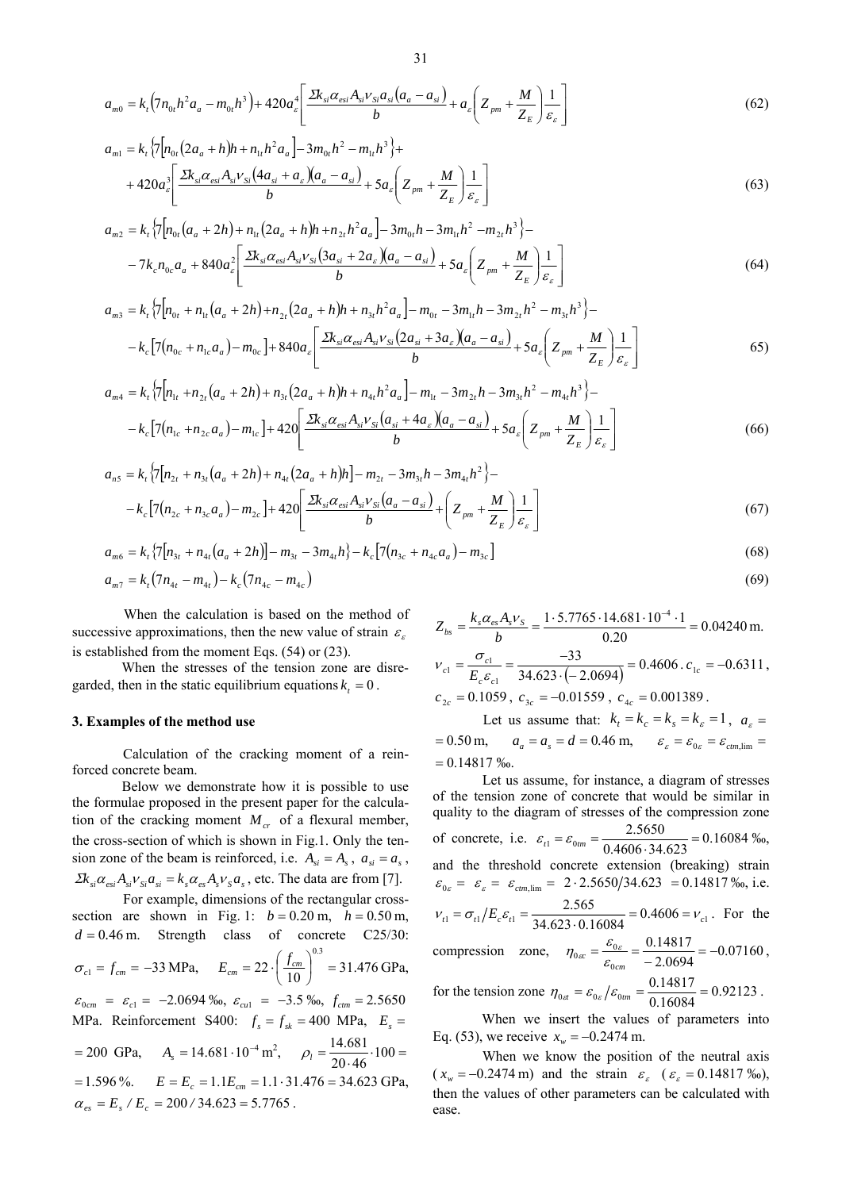$$a_{m0} = k_t\left(7n_{0t}h^2 a_a - m_{0t}h^3\right) + 420a_\varepsilon^4\left[\frac{\Sigma k_{si}\alpha_{esi}A_{si}\nu_{Si}a_{si}\left(a_a - a_{si}\right)}{b} + a_\varepsilon\left(Z_{pm} + \frac{M}{Z_E}\right)\frac{1}{\varepsilon_\varepsilon}\right] \tag{62}$$

$$a_{m1} = k_t\left\{7\left[n_{0t}\left(2a_a + h\right)h + n_{1t}h^2 a_a\right] - 3m_{0t}h^2 - m_{1t}h^3\right\} + $$
$$+ 420a_\varepsilon^3\left[\frac{\Sigma k_{si}\alpha_{esi}A_{si}\nu_{Si}\left(4a_{si} + a_\varepsilon\right)\left(a_a - a_{si}\right)}{b} + 5a_\varepsilon\left(Z_{pm} + \frac{M}{Z_E}\right)\frac{1}{\varepsilon_\varepsilon}\right] \tag{63}$$

$$a_{m2} = k_t\left\{7\left[n_{0t}\left(a_a + 2h\right) + n_{1t}\left(2a_a + h\right)h + n_{2t}h^2 a_a\right] - 3m_{0t}h - 3m_{1t}h^2 - m_{2t}h^3\right\} -$$
$$- 7k_c n_{0c}a_a + 840a_\varepsilon^2\left[\frac{\Sigma k_{si}\alpha_{esi}A_{si}\nu_{Si}\left(3a_{si} + 2a_\varepsilon\right)\left(a_a - a_{si}\right)}{b} + 5a_\varepsilon\left(Z_{pm} + \frac{M}{Z_E}\right)\frac{1}{\varepsilon_\varepsilon}\right] \tag{64}$$

$$a_{m3} = k_t\left\{7\left[n_{0t} + n_{1t}\left(a_a + 2h\right) + n_{2t}\left(2a_a + h\right)h + n_{3t}h^2 a_a\right] - m_{0t} - 3m_{1t}h - 3m_{2t}h^2 - m_{3t}h^3\right\} -$$
$$- k_c\left[7\left(n_{0c} + n_{1c}a_a\right) - m_{0c}\right] + 840a_\varepsilon\left[\frac{\Sigma k_{si}\alpha_{esi}A_{si}\nu_{Si}\left(2a_{si} + 3a_\varepsilon\right)\left(a_a - a_{si}\right)}{b} + 5a_\varepsilon\left(Z_{pm} + \frac{M}{Z_E}\right)\frac{1}{\varepsilon_\varepsilon}\right] \tag{65}$$

$$a_{m4} = k_t\left\{7\left[n_{1t} + n_{2t}\left(a_a + 2h\right) + n_{3t}\left(2a_a + h\right)h + n_{4t}h^2 a_a\right] - m_{1t} - 3m_{2t}h - 3m_{3t}h^2 - m_{4t}h^3\right\} -$$
$$- k_c\left[7\left(n_{1c} + n_{2c}a_a\right) - m_{1c}\right] + 420\left[\frac{\Sigma k_{si}\alpha_{esi}A_{si}\nu_{Si}\left(a_{si} + 4a_\varepsilon\right)\left(a_a - a_{si}\right)}{b} + 5a_\varepsilon\left(Z_{pm} + \frac{M}{Z_E}\right)\frac{1}{\varepsilon_\varepsilon}\right] \tag{66}$$

$$a_{n5} = k_t\left\{7\left[n_{2t} + n_{3t}\left(a_a + 2h\right) + n_{4t}\left(2a_a + h\right)h\right] - m_{2t} - 3m_{3t}h - 3m_{4t}h^2\right\} -$$
$$- k_c\left[7\left(n_{2c} + n_{3c}a_a\right) - m_{2c}\right] + 420\left[\frac{\Sigma k_{si}\alpha_{esi}A_{si}\nu_{Si}\left(a_a - a_{si}\right)}{b} + \left(Z_{pm} + \frac{M}{Z_E}\right)\frac{1}{\varepsilon_\varepsilon}\right] \tag{67}$$

$$a_{m6} = k_t\left\{7\left[n_{3t} + n_{4t}\left(a_a + 2h\right)\right] - m_{3t} - 3m_{4t}h\right\} - k_c\left[7\left(n_{3c} + n_{4c}a_a\right) - m_{3c}\right] \tag{68}$$

$$a_{m7} = k_t\left(7n_{4t} - m_{4t}\right) - k_c\left(7n_{4c} - m_{4c}\right) \tag{69}$$

When the calculation is based on the method of successive approximations, then the new value of strain $\varepsilon_\varepsilon$ is established from the moment Eqs. (54) or (23).

When the stresses of the tension zone are disregarded, then in the static equilibrium equations $k_t = 0$.

## 3. Examples of the method use

Calculation of the cracking moment of a reinforced concrete beam.

Below we demonstrate how it is possible to use the formulae proposed in the present paper for the calculation of the cracking moment $M_{cr}$ of a flexural member, the cross-section of which is shown in Fig.1. Only the tension zone of the beam is reinforced, i.e. $A_{si} = A_s$, $a_{si} = a_s$, $\Sigma k_{si}\alpha_{esi}A_{si}\nu_{Si}a_{si} = k_s\alpha_{es}A_s\nu_S a_s$, etc. The data are from [7].

For example, dimensions of the rectangular cross-section are shown in Fig. 1: $b = 0.20$ m, $h = 0.50$ m, $d = 0.46$ m. Strength class of concrete C25/30: $\sigma_{c1} = f_{cm} = -33$ MPa, $E_{cm} = 22\cdot\left(\frac{f_{cm}}{10}\right)^{0.3} = 31.476$ GPa, $\varepsilon_{0cm} = \varepsilon_{c1} = -2.0694$ ‰, $\varepsilon_{cu1} = -3.5$ ‰, $f_{ctm} = 2.5650$ MPa. Reinforcement S400: $f_s = f_{sk} = 400$ MPa, $E_s = 200$ GPa, $A_s = 14.681\cdot10^{-4}$ m², $\rho_l = \frac{14.681}{20\cdot46}\cdot100 = 1.596$ %. $E = E_c = 1.1E_{cm} = 1.1\cdot31.476 = 34.623$ GPa, $\alpha_{es} = E_s / E_c = 200/34.623 = 5.7765$.

$$Z_{bs} = \frac{k_s\alpha_{es}A_s\nu_S}{b} = \frac{1\cdot5.7765\cdot14.681\cdot10^{-4}\cdot1}{0.20} = 0.04240\ \text{m}.$$

$\nu_{c1} = \frac{\sigma_{c1}}{E_c\varepsilon_{c1}} = \frac{-33}{34.623\cdot(-2.0694)} = 0.4606$. $c_{1c} = -0.6311$, $c_{2c} = 0.1059$, $c_{3c} = -0.01559$, $c_{4c} = 0.001389$.

Let us assume that: $k_t = k_c = k_s = k_\varepsilon = 1$, $a_\varepsilon = 0.50$ m, $a_a = a_s = d = 0.46$ m, $\varepsilon_\varepsilon = \varepsilon_{0\varepsilon} = \varepsilon_{ctm,\lim} = 0.14817$ ‰.

Let us assume, for instance, a diagram of stresses of the tension zone of concrete that would be similar in quality to the diagram of stresses of the compression zone of concrete, i.e. $\varepsilon_{t1} = \varepsilon_{0tm} = \frac{2.5650}{0.4606\cdot34.623} = 0.16084$ ‰, and the threshold concrete extension (breaking) strain $\varepsilon_{0\varepsilon} = \varepsilon_\varepsilon = \varepsilon_{ctm,\lim} = 2\cdot2.5650/34.623 = 0.14817$ ‰, i.e. $\nu_{t1} = \sigma_{t1}/E_c\varepsilon_{t1} = \frac{2.565}{34.623\cdot0.16084} = 0.4606 = \nu_{c1}$. For the compression zone, $\eta_{0\varepsilon c} = \frac{\varepsilon_{0\varepsilon}}{\varepsilon_{0cm}} = \frac{0.14817}{-2.0694} = -0.07160$, for the tension zone $\eta_{0\varepsilon t} = \varepsilon_{0\varepsilon}/\varepsilon_{0tm} = \frac{0.14817}{0.16084} = 0.92123$.

When we insert the values of parameters into Eq. (53), we receive $x_w = -0.2474$ m.

When we know the position of the neutral axis ($x_w = -0.2474$ m) and the strain $\varepsilon_\varepsilon$ ($\varepsilon_\varepsilon = 0.14817$ ‰), then the values of other parameters can be calculated with ease.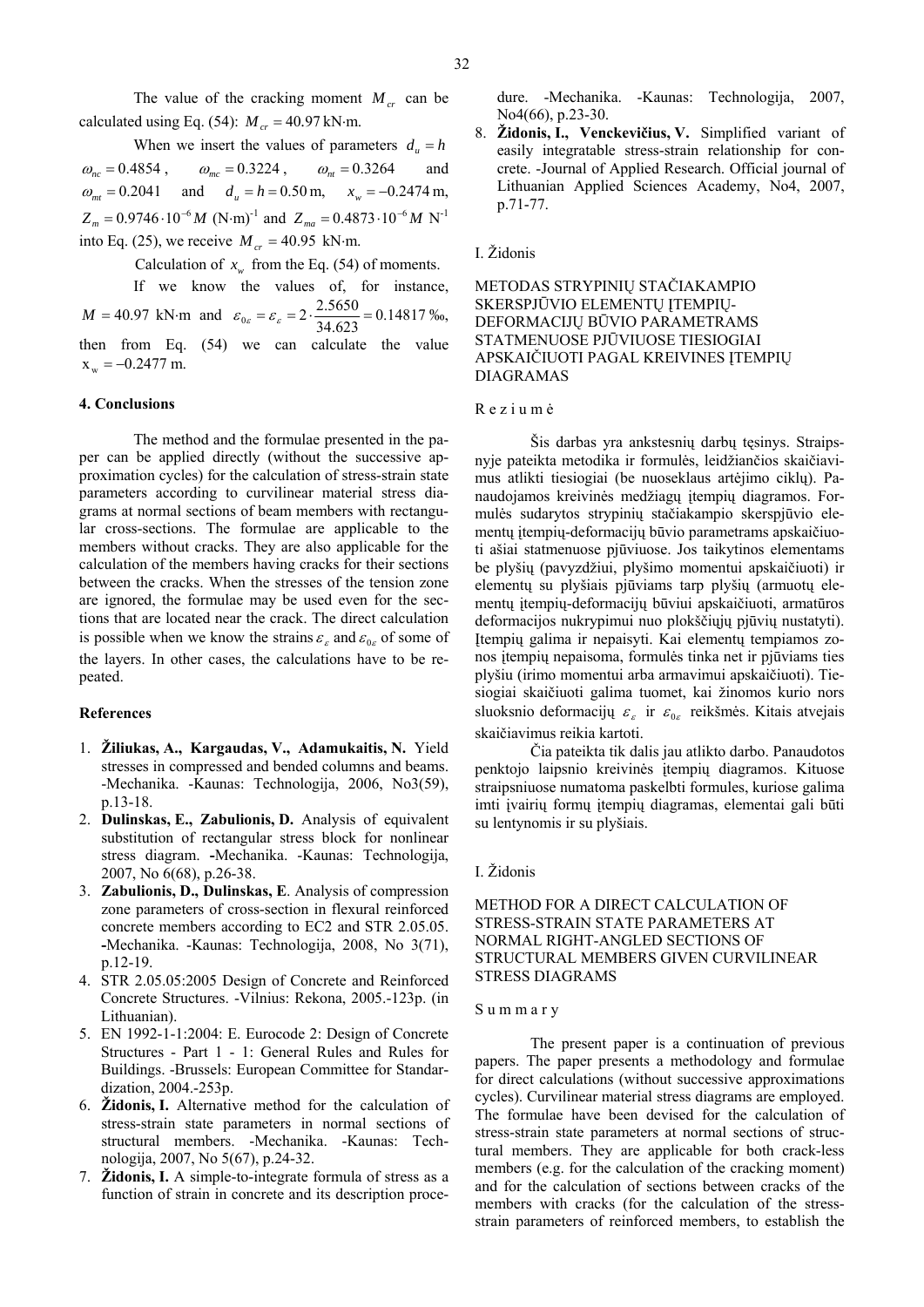The value of the cracking moment $M_{cr}$ can be calculated using Eq. (54): $M_{cr} = 40.97$ kN·m.

When we insert the values of parameters $d_u = h$ $\omega_{nc} = 0.4854$, $\omega_{mc} = 0.3224$, $\omega_{nt} = 0.3264$ and $\omega_{mt} = 0.2041$ and $d_u = h = 0.50$ m, $x_w = -0.2474$ m, $Z_m = 0.9746 \cdot 10^{-6} M$ (N·m)$^{-1}$ and $Z_{ma} = 0.4873 \cdot 10^{-6} M$ N$^{-1}$ into Eq. (25), we receive $M_{cr} = 40.95$ kN·m.

Calculation of $x_w$ from the Eq. (54) of moments.

If we know the values of, for instance, $M = 40.97$ kN·m and $\varepsilon_{0\varepsilon} = \varepsilon_\varepsilon = 2 \cdot \frac{2.5650}{34.623} = 0.14817$ ‰, then from Eq. (54) we can calculate the value $x_w = -0.2477$ m.

## 4. Conclusions

The method and the formulae presented in the paper can be applied directly (without the successive approximation cycles) for the calculation of stress-strain state parameters according to curvilinear material stress diagrams at normal sections of beam members with rectangular cross-sections. The formulae are applicable to the members without cracks. They are also applicable for the calculation of the members having cracks for their sections between the cracks. When the stresses of the tension zone are ignored, the formulae may be used even for the sections that are located near the crack. The direct calculation is possible when we know the strains $\varepsilon_\varepsilon$ and $\varepsilon_{0\varepsilon}$ of some of the layers. In other cases, the calculations have to be repeated.

## References

1. **Žiliukas, A., Kargaudas, V., Adamukaitis, N.** Yield stresses in compressed and bended columns and beams. -Mechanika. -Kaunas: Technologija, 2006, No3(59), p.13-18.
2. **Dulinskas, E., Zabulionis, D.** Analysis of equivalent substitution of rectangular stress block for nonlinear stress diagram. -Mechanika. -Kaunas: Technologija, 2007, No 6(68), p.26-38.
3. **Zabulionis, D., Dulinskas, E**. Analysis of compression zone parameters of cross-section in flexural reinforced concrete members according to EC2 and STR 2.05.05. -Mechanika. -Kaunas: Technologija, 2008, No 3(71), p.12-19.
4. STR 2.05.05:2005 Design of Concrete and Reinforced Concrete Structures. -Vilnius: Rekona, 2005.-123p. (in Lithuanian).
5. EN 1992-1-1:2004: E. Eurocode 2: Design of Concrete Structures - Part 1 - 1: General Rules and Rules for Buildings. -Brussels: European Committee for Standardization, 2004.-253p.
6. **Židonis, I.** Alternative method for the calculation of stress-strain state parameters in normal sections of structural members. -Mechanika. -Kaunas: Technologija, 2007, No 5(67), p.24-32.
7. **Židonis, I.** A simple-to-integrate formula of stress as a function of strain in concrete and its description procedure. -Mechanika. -Kaunas: Technologija, 2007, No4(66), p.23-30.
8. **Židonis, I., Venckevičius, V.** Simplified variant of easily integratable stress-strain relationship for concrete. -Journal of Applied Research. Official journal of Lithuanian Applied Sciences Academy, No4, 2007, p.71-77.

I. Židonis

METODAS STRYPINIŲ STAČIAKAMPIO SKERSPJŪVIO ELEMENTŲ ĮTEMPIŲ-DEFORMACIJŲ BŪVIO PARAMETRAMS STATMENUOSE PJŪVIUOSE TIESIOGIAI APSKAIČIUOTI PAGAL KREIVINES ĮTEMPIŲ DIAGRAMAS

R e z i u m ė

Šis darbas yra ankstesnių darbų tęsinys. Straipsnyje pateikta metodika ir formulės, leidžiančios skaičiavimus atlikti tiesiogiai (be nuoseklaus artėjimo ciklų). Panaudojamos kreivinės medžiagų įtempių diagramos. Formulės sudarytos strypinių stačiakampio skerspjūvio elementų įtempių-deformacijų būvio parametrams apskaičiuoti ašiai statmenuose pjūviuose. Jos taikytinos elementams be plyšių (pavyzdžiui, plyšimo momentui apskaičiuoti) ir elementų su plyšiais pjūviams tarp plyšių (armuotų elementų įtempių-deformacijų būviui apskaičiuoti, armatūros deformacijos nukrypimui nuo plokščiųjų pjūvių nustatyti). Įtempių galima ir nepaisyti. Kai elementų tempiamos zonos įtempių nepaisoma, formulės tinka net ir pjūviams ties plyšiu (irimo momentui arba armavimui apskaičiuoti). Tiesiogiai skaičiuoti galima tuomet, kai žinomos kurio nors sluoksnio deformacijų $\varepsilon_\varepsilon$ ir $\varepsilon_{0\varepsilon}$ reikšmės. Kitais atvejais skaičiavimus reikia kartoti.

Čia pateikta tik dalis jau atlikto darbo. Panaudotos penktojo laipsnio kreivinės įtempių diagramos. Kituose straipsniuose numatoma paskelbti formules, kuriose galima imti įvairių formų įtempių diagramas, elementai gali būti su lentynomis ir su plyšiais.

I. Židonis

METHOD FOR A DIRECT CALCULATION OF STRESS-STRAIN STATE PARAMETERS AT NORMAL RIGHT-ANGLED SECTIONS OF STRUCTURAL MEMBERS GIVEN CURVILINEAR STRESS DIAGRAMS

S u m m a r y

The present paper is a continuation of previous papers. The paper presents a methodology and formulae for direct calculations (without successive approximations cycles). Curvilinear material stress diagrams are employed. The formulae have been devised for the calculation of stress-strain state parameters at normal sections of structural members. They are applicable for both crack-less members (e.g. for the calculation of the cracking moment) and for the calculation of sections between cracks of the members with cracks (for the calculation of the stress-strain parameters of reinforced members, to establish the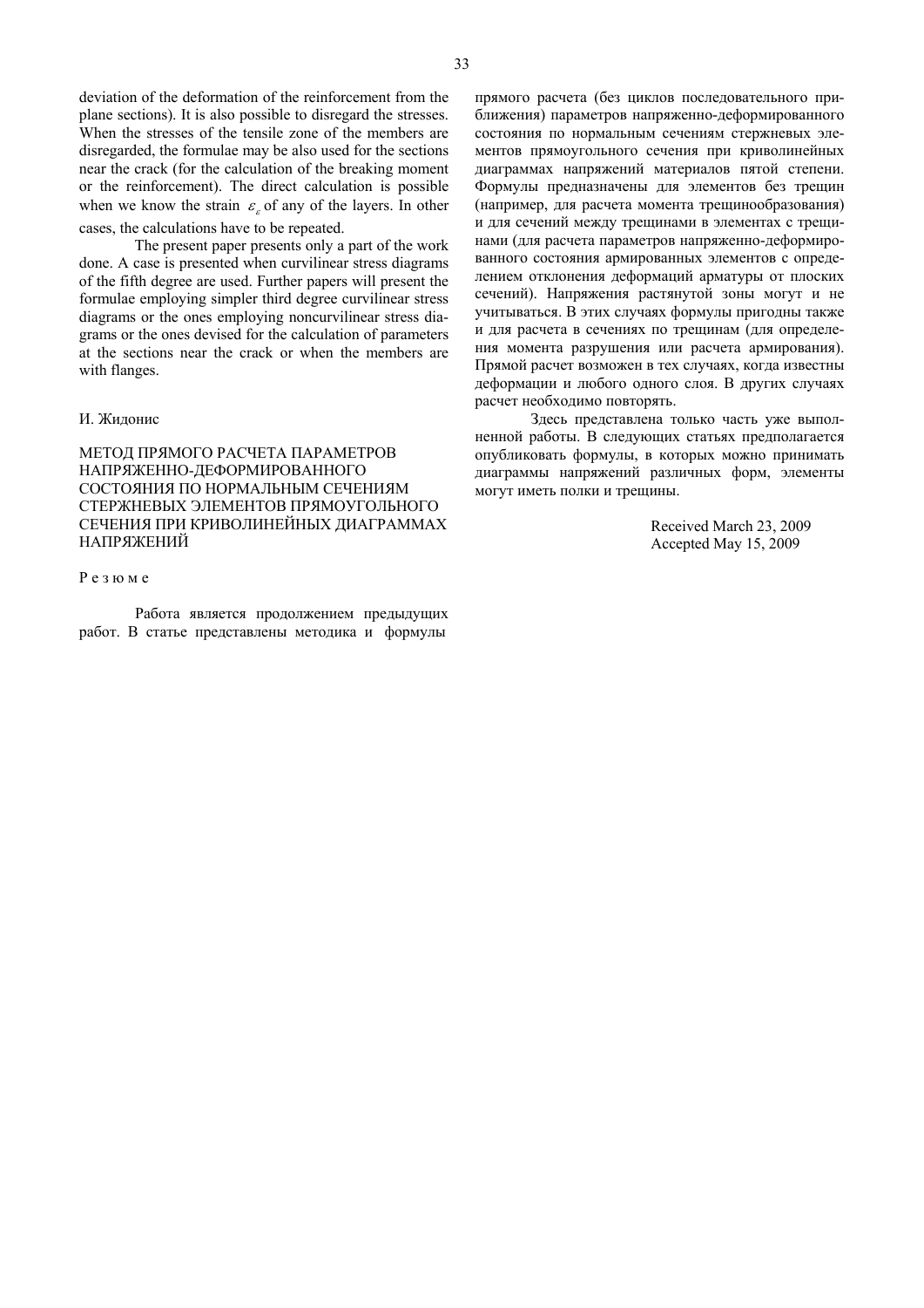deviation of the deformation of the reinforcement from the plane sections). It is also possible to disregard the stresses. When the stresses of the tensile zone of the members are disregarded, the formulae may be also used for the sections near the crack (for the calculation of the breaking moment or the reinforcement). The direct calculation is possible when we know the strain $\varepsilon_\varepsilon$ of any of the layers. In other cases, the calculations have to be repeated.

The present paper presents only a part of the work done. A case is presented when curvilinear stress diagrams of the fifth degree are used. Further papers will present the formulae employing simpler third degree curvilinear stress diagrams or the ones employing noncurvilinear stress diagrams or the ones devised for the calculation of parameters at the sections near the crack or when the members are with flanges.

И. Жидонис

МЕТОД ПРЯМОГО РАСЧЕТА ПАРАМЕТРОВ НАПРЯЖЕННО-ДЕФОРМИРОВАННОГО СОСТОЯНИЯ ПО НОРМАЛЬНЫМ СЕЧЕНИЯМ СТЕРЖНЕВЫХ ЭЛЕМЕНТОВ ПРЯМОУГОЛЬНОГО СЕЧЕНИЯ ПРИ КРИВОЛИНЕЙНЫХ ДИАГРАММАХ НАПРЯЖЕНИЙ

Р е з ю м е

Работа является продолжением предыдущих работ. В статье представлены методика и формулы прямого расчета (без циклов последовательного приближения) параметров напряженно-деформированного состояния по нормальным сечениям стержневых элементов прямоугольного сечения при криволинейных диаграммах напряжений материалов пятой степени. Формулы предназначены для элементов без трещин (например, для расчета момента трещинообразования) и для сечений между трещинами в элементах с трещинами (для расчета параметров напряженно-деформированного состояния армированных элементов с определением отклонения деформаций арматуры от плоских сечений). Напряжения растянутой зоны могут и не учитываться. В этих случаях формулы пригодны также и для расчета в сечениях по трещинам (для определения момента разрушения или расчета армирования). Прямой расчет возможен в тех случаях, когда известны деформации и любого одного слоя. В других случаях расчет необходимо повторять.

Здесь представлена только часть уже выполненной работы. В следующих статьях предполагается опубликовать формулы, в которых можно принимать диаграммы напряжений различных форм, элементы могут иметь полки и трещины.

Received March 23, 2009
Accepted May 15, 2009